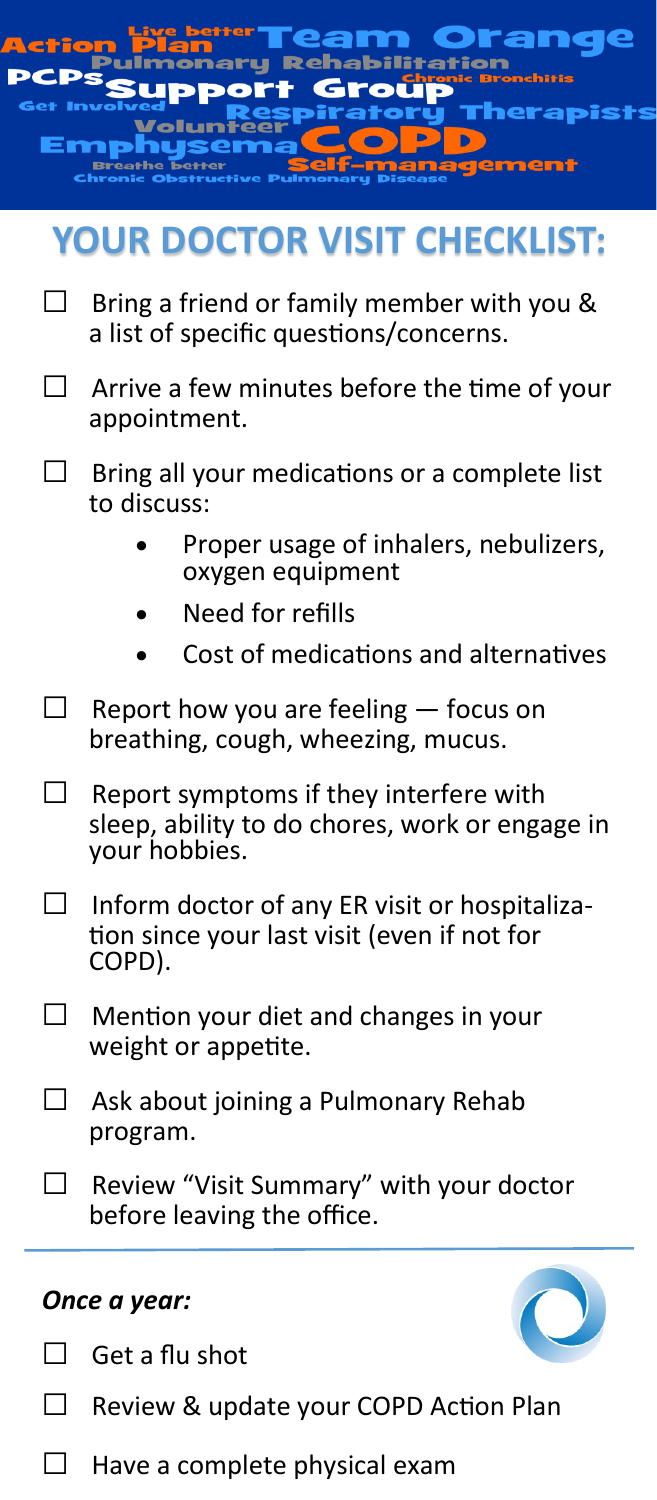# YOUR DOCTOR VISIT CHECKLIST:

- ☐ Bring a friend or family member with you & a list of specific questions/concerns.
- ☐ Arrive a few minutes before the time of your appointment.
- ☐ Bring all your medications or a complete list to discuss:
  - Proper usage of inhalers, nebulizers, oxygen equipment
  - Need for refills
  - Cost of medications and alternatives
- ☐ Report how you are feeling — focus on breathing, cough, wheezing, mucus.
- ☐ Report symptoms if they interfere with sleep, ability to do chores, work or engage in your hobbies.
- ☐ Inform doctor of any ER visit or hospitalization since your last visit (even if not for COPD).
- ☐ Mention your diet and changes in your weight or appetite.
- ☐ Ask about joining a Pulmonary Rehab program.
- ☐ Review "Visit Summary" with your doctor before leaving the office.

***Once a year:***

- ☐ Get a flu shot
- ☐ Review & update your COPD Action Plan
- ☐ Have a complete physical exam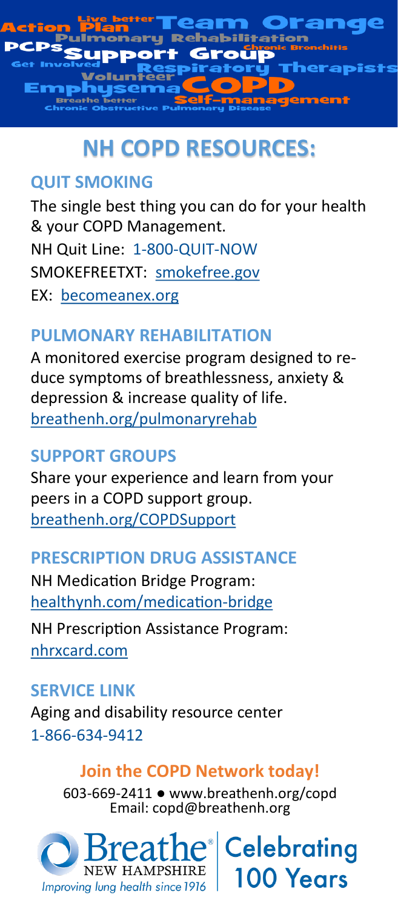# NH COPD RESOURCES:

## QUIT SMOKING

The single best thing you can do for your health & your COPD Management.

NH Quit Line: 1-800-QUIT-NOW

SMOKEFREETXT: smokefree.gov

EX: becomeanex.org

## PULMONARY REHABILITATION

A monitored exercise program designed to reduce symptoms of breathlessness, anxiety & depression & increase quality of life.

breathenh.org/pulmonaryrehab

## SUPPORT GROUPS

Share your experience and learn from your peers in a COPD support group.

breathenh.org/COPDSupport

## PRESCRIPTION DRUG ASSISTANCE

NH Medication Bridge Program:
healthynh.com/medication-bridge

NH Prescription Assistance Program:
nhrxcard.com

## SERVICE LINK

Aging and disability resource center

1-866-634-9412

**Join the COPD Network today!**

603-669-2411 ● www.breathenh.org/copd

Email: copd@breathenh.org

Breathe® NEW HAMPSHIRE
*Improving lung health since 1916*

Celebrating 100 Years